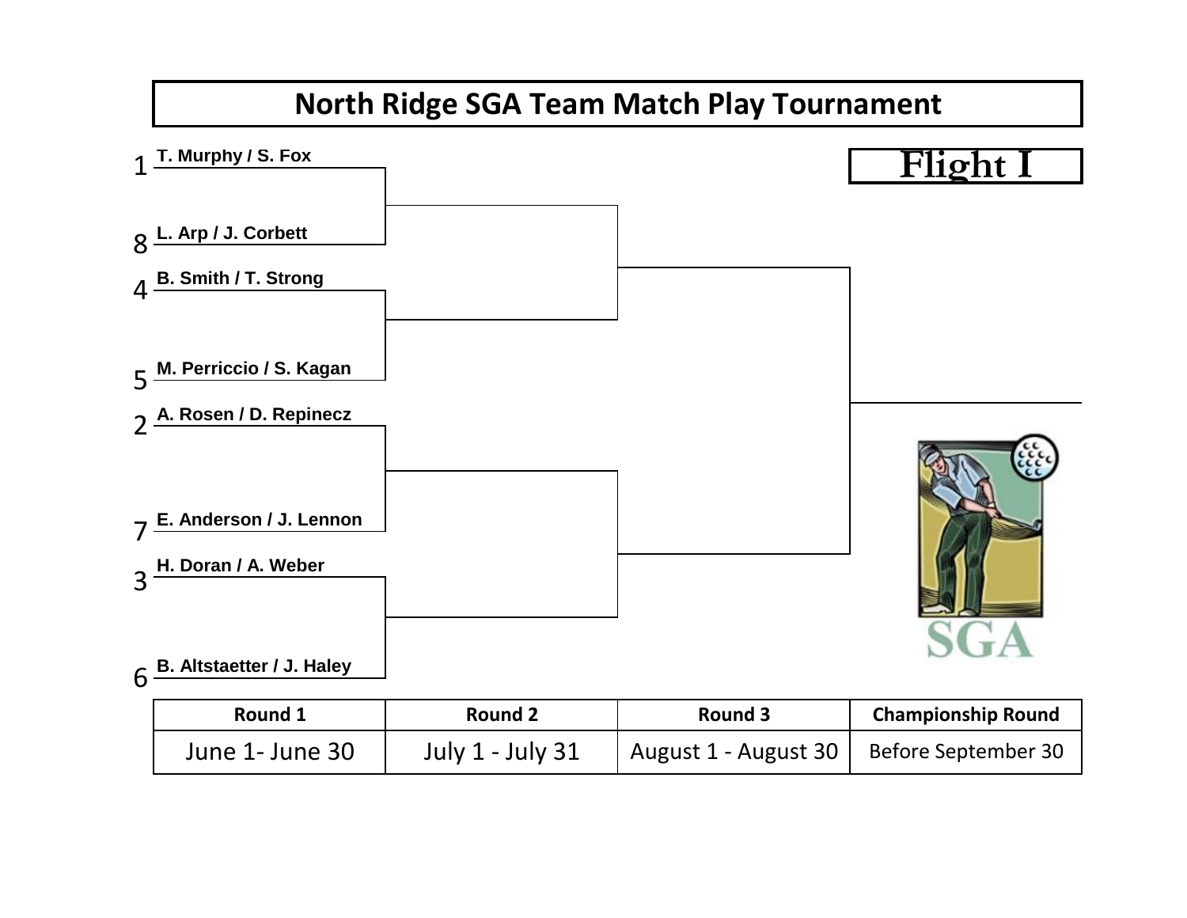# North Ridge SGA Team Match Play Tournament

## Flight I

1 T. Murphy / S. Fox

8 L. Arp / J. Corbett

4 B. Smith / T. Strong

5 M. Perriccio / S. Kagan

2 A. Rosen / D. Repinecz

7 E. Anderson / J. Lennon

3 H. Doran / A. Weber

6 B. Altstaetter / J. Haley

SGA

| Round 1 | Round 2 | Round 3 | Championship Round |
|---|---|---|---|
| June 1- June 30 | July 1 - July 31 | August 1 - August 30 | Before September 30 |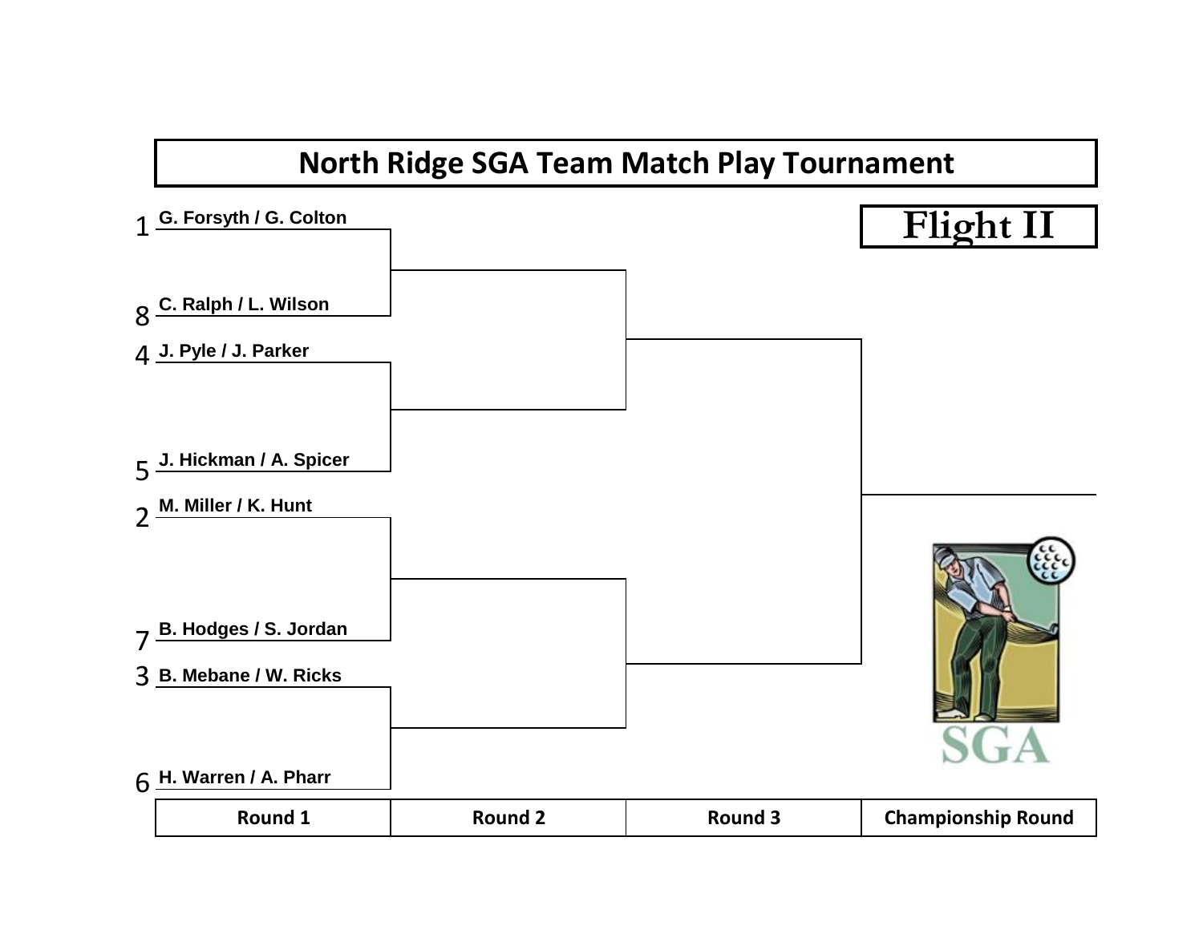# North Ridge SGA Team Match Play Tournament

## Flight II

| Seed | Team |
|---|---|
| 1 | G. Forsyth / G. Colton |
| 8 | C. Ralph / L. Wilson |
| 4 | J. Pyle / J. Parker |
| 5 | J. Hickman / A. Spicer |
| 2 | M. Miller / K. Hunt |
| 7 | B. Hodges / S. Jordan |
| 3 | B. Mebane / W. Ricks |
| 6 | H. Warren / A. Pharr |

| Round 1 | Round 2 | Round 3 | Championship Round |
|---|---|---|---|

SGA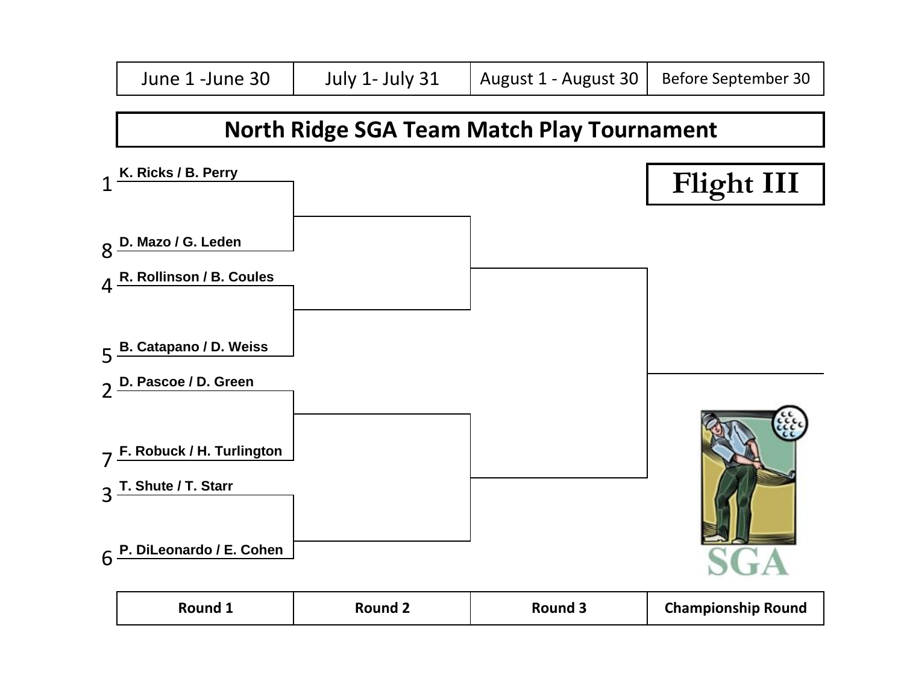| June 1 -June 30 | July 1- July 31 | August 1 - August 30 | Before September 30 |
|---|---|---|---|

# North Ridge SGA Team Match Play Tournament

## Flight III

| Seed | Team |
|---|---|
| 1 | K. Ricks / B. Perry |
| 8 | D. Mazo / G. Leden |
| 4 | R. Rollinson / B. Coules |
| 5 | B. Catapano / D. Weiss |
| 2 | D. Pascoe / D. Green |
| 7 | F. Robuck / H. Turlington |
| 3 | T. Shute / T. Starr |
| 6 | P. DiLeonardo / E. Cohen |

SGA

| Round 1 | Round 2 | Round 3 | Championship Round |
|---|---|---|---|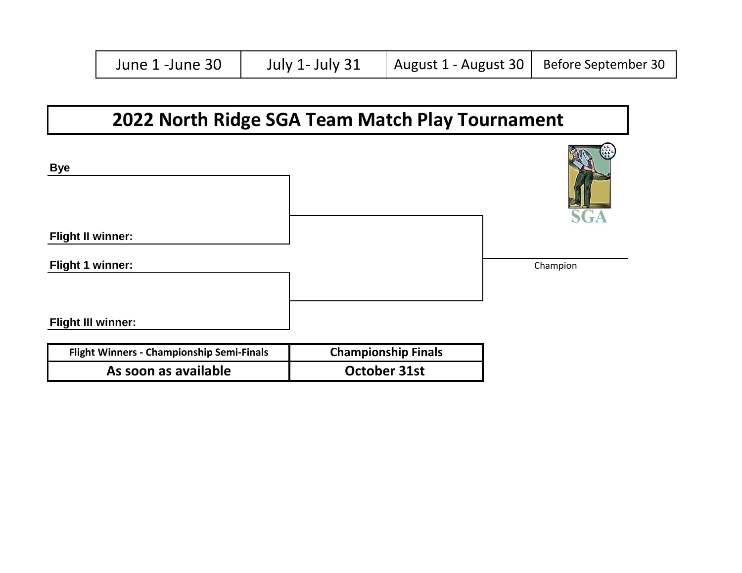| June 1 -June 30 | July 1- July 31 | August 1 - August 30 | Before September 30 |
|---|---|---|---|

# 2022 North Ridge SGA Team Match Play Tournament

SGA

**Bye**

**Flight II winner:**

**Flight 1 winner:**

**Flight III winner:**

Champion

| Flight Winners - Championship Semi-Finals | Championship Finals |
|---|---|
| **As soon as available** | **October 31st** |